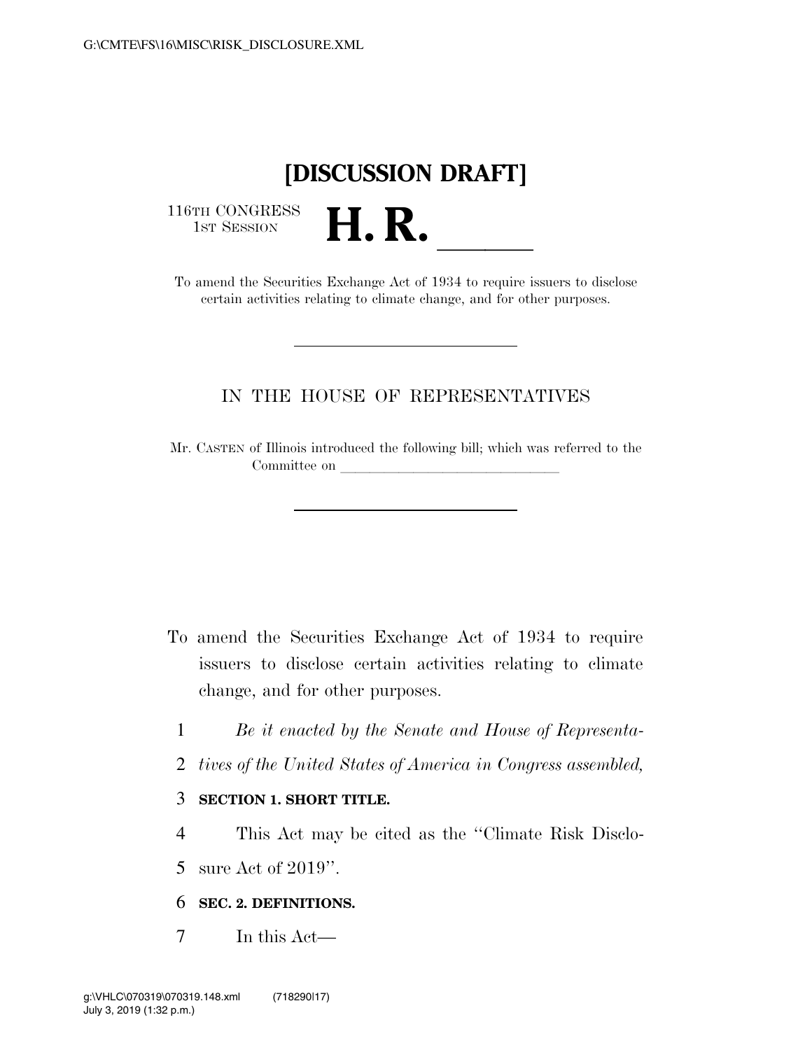# [DISCUSSION DRAFT]

116TH CONGRESS
1ST SESSION

# H. R. ______

To amend the Securities Exchange Act of 1934 to require issuers to disclose certain activities relating to climate change, and for other purposes.

---

IN THE HOUSE OF REPRESENTATIVES

Mr. CASTEN of Illinois introduced the following bill; which was referred to the Committee on ______________________________

---

To amend the Securities Exchange Act of 1934 to require issuers to disclose certain activities relating to climate change, and for other purposes.

*Be it enacted by the Senate and House of Representatives of the United States of America in Congress assembled,*

**SECTION 1. SHORT TITLE.**

This Act may be cited as the "Climate Risk Disclosure Act of 2019".

**SEC. 2. DEFINITIONS.**

In this Act—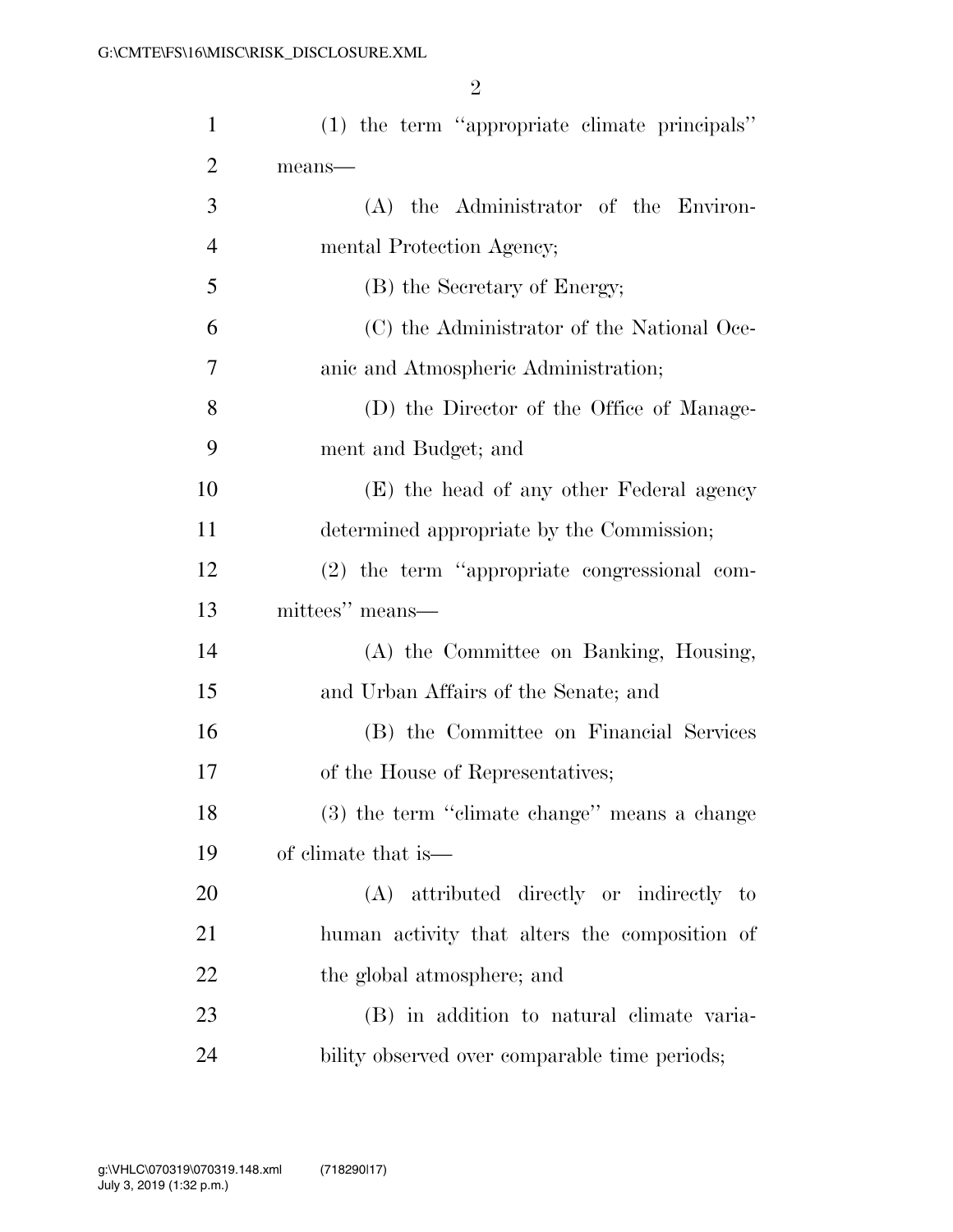(1) the term "appropriate climate principals" means—

(A) the Administrator of the Environmental Protection Agency;

(B) the Secretary of Energy;

(C) the Administrator of the National Oceanic and Atmospheric Administration;

(D) the Director of the Office of Management and Budget; and

(E) the head of any other Federal agency determined appropriate by the Commission;

(2) the term "appropriate congressional committees" means—

(A) the Committee on Banking, Housing, and Urban Affairs of the Senate; and

(B) the Committee on Financial Services of the House of Representatives;

(3) the term "climate change" means a change of climate that is—

(A) attributed directly or indirectly to human activity that alters the composition of the global atmosphere; and

(B) in addition to natural climate variability observed over comparable time periods;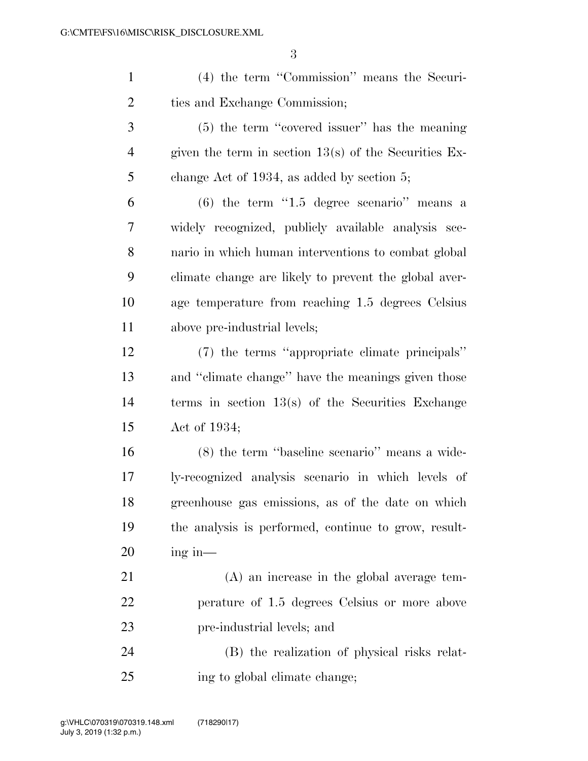(4) the term "Commission" means the Securities and Exchange Commission;

(5) the term "covered issuer" has the meaning given the term in section 13(s) of the Securities Exchange Act of 1934, as added by section 5;

(6) the term "1.5 degree scenario" means a widely recognized, publicly available analysis scenario in which human interventions to combat global climate change are likely to prevent the global average temperature from reaching 1.5 degrees Celsius above pre-industrial levels;

(7) the terms "appropriate climate principals" and "climate change" have the meanings given those terms in section 13(s) of the Securities Exchange Act of 1934;

(8) the term "baseline scenario" means a widely-recognized analysis scenario in which levels of greenhouse gas emissions, as of the date on which the analysis is performed, continue to grow, resulting in—

(A) an increase in the global average temperature of 1.5 degrees Celsius or more above pre-industrial levels; and

(B) the realization of physical risks relating to global climate change;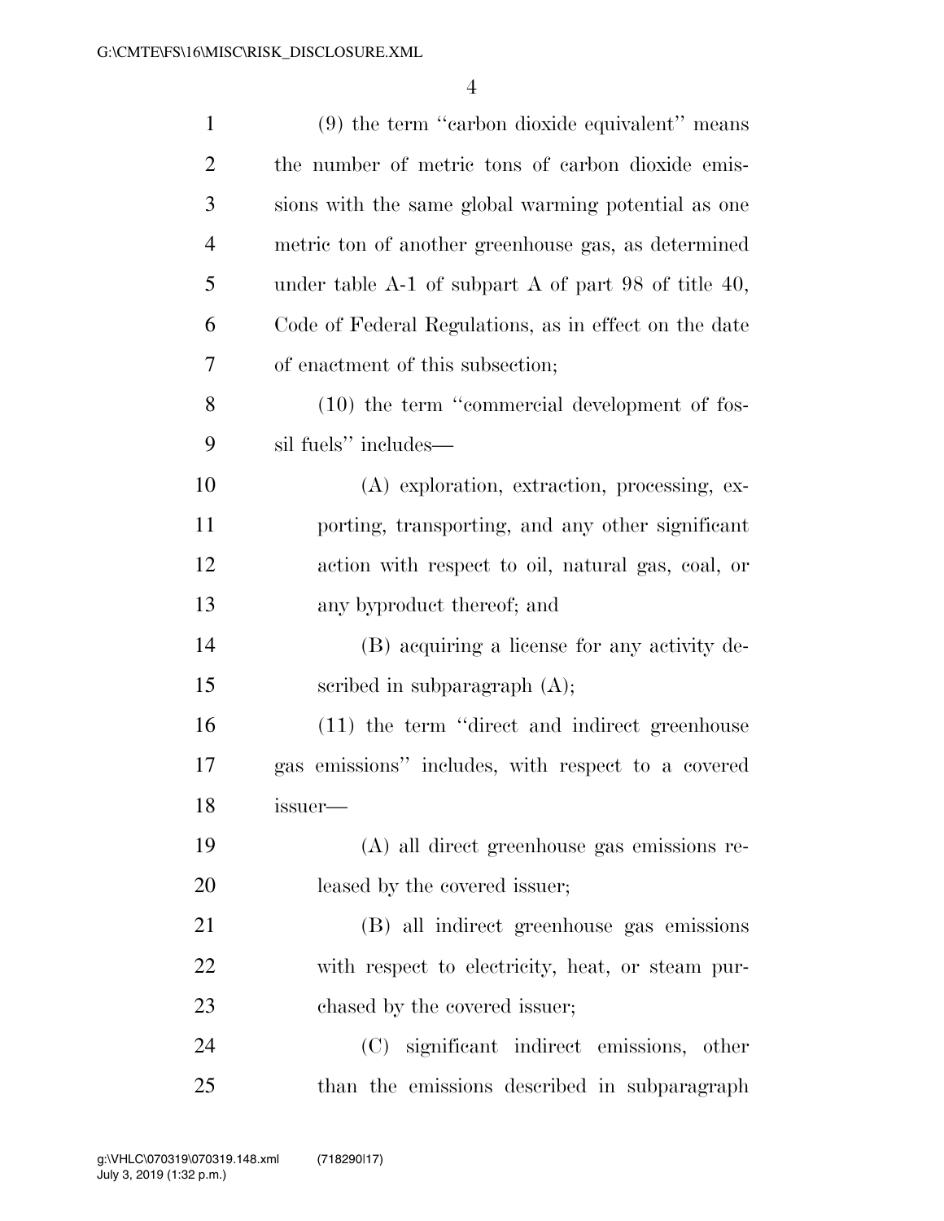(9) the term "carbon dioxide equivalent" means the number of metric tons of carbon dioxide emissions with the same global warming potential as one metric ton of another greenhouse gas, as determined under table A-1 of subpart A of part 98 of title 40, Code of Federal Regulations, as in effect on the date of enactment of this subsection;

(10) the term "commercial development of fossil fuels" includes—

(A) exploration, extraction, processing, exporting, transporting, and any other significant action with respect to oil, natural gas, coal, or any byproduct thereof; and

(B) acquiring a license for any activity described in subparagraph (A);

(11) the term "direct and indirect greenhouse gas emissions" includes, with respect to a covered issuer—

(A) all direct greenhouse gas emissions released by the covered issuer;

(B) all indirect greenhouse gas emissions with respect to electricity, heat, or steam purchased by the covered issuer;

(C) significant indirect emissions, other than the emissions described in subparagraph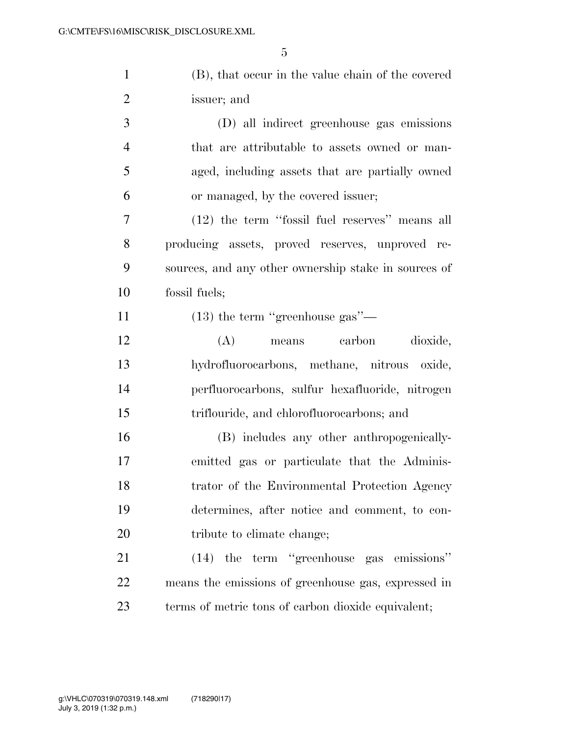(B), that occur in the value chain of the covered issuer; and

(D) all indirect greenhouse gas emissions that are attributable to assets owned or managed, including assets that are partially owned or managed, by the covered issuer;

(12) the term "fossil fuel reserves" means all producing assets, proved reserves, unproved resources, and any other ownership stake in sources of fossil fuels;

(13) the term "greenhouse gas"—

(A) means carbon dioxide, hydrofluorocarbons, methane, nitrous oxide, perfluorocarbons, sulfur hexafluoride, nitrogen triflouride, and chlorofluorocarbons; and

(B) includes any other anthropogenically-emitted gas or particulate that the Administrator of the Environmental Protection Agency determines, after notice and comment, to contribute to climate change;

(14) the term "greenhouse gas emissions" means the emissions of greenhouse gas, expressed in terms of metric tons of carbon dioxide equivalent;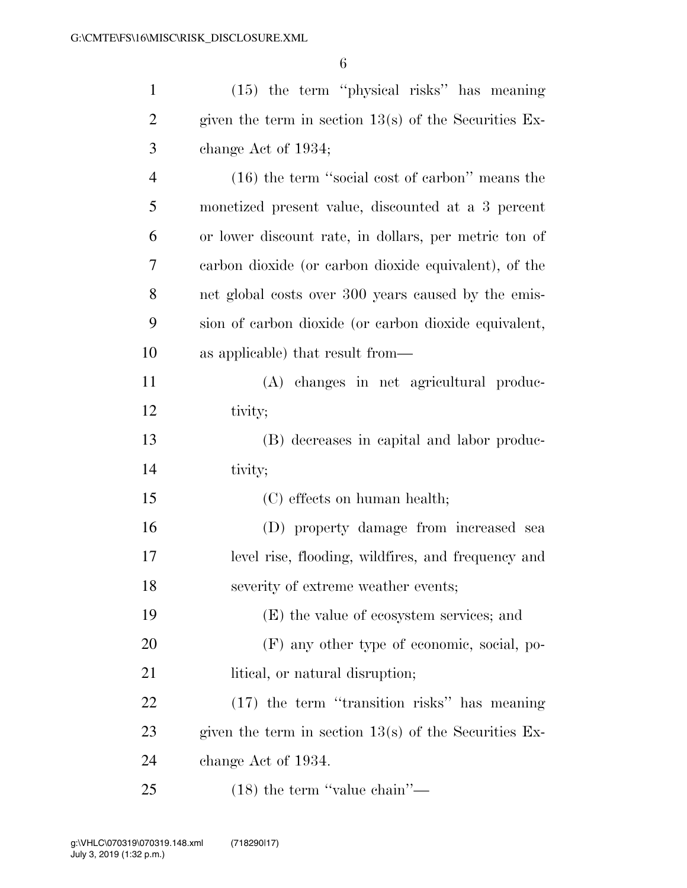(15) the term "physical risks" has meaning given the term in section 13(s) of the Securities Exchange Act of 1934;

(16) the term "social cost of carbon" means the monetized present value, discounted at a 3 percent or lower discount rate, in dollars, per metric ton of carbon dioxide (or carbon dioxide equivalent), of the net global costs over 300 years caused by the emission of carbon dioxide (or carbon dioxide equivalent, as applicable) that result from—

(A) changes in net agricultural productivity;

(B) decreases in capital and labor productivity;

(C) effects on human health;

(D) property damage from increased sea level rise, flooding, wildfires, and frequency and severity of extreme weather events;

(E) the value of ecosystem services; and

(F) any other type of economic, social, political, or natural disruption;

(17) the term "transition risks" has meaning given the term in section 13(s) of the Securities Exchange Act of 1934.

(18) the term "value chain"—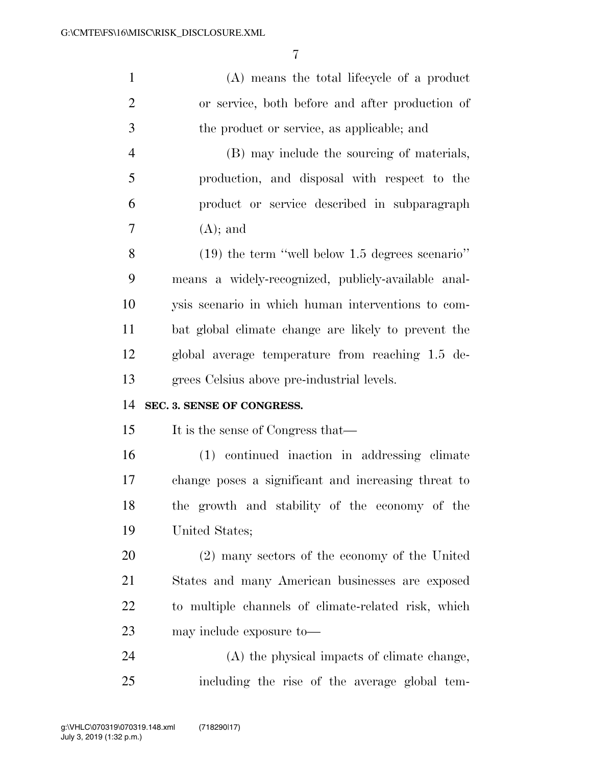(A) means the total lifecycle of a product or service, both before and after production of the product or service, as applicable; and

(B) may include the sourcing of materials, production, and disposal with respect to the product or service described in subparagraph (A); and

(19) the term "well below 1.5 degrees scenario" means a widely-recognized, publicly-available analysis scenario in which human interventions to combat global climate change are likely to prevent the global average temperature from reaching 1.5 degrees Celsius above pre-industrial levels.

**SEC. 3. SENSE OF CONGRESS.**

It is the sense of Congress that—

(1) continued inaction in addressing climate change poses a significant and increasing threat to the growth and stability of the economy of the United States;

(2) many sectors of the economy of the United States and many American businesses are exposed to multiple channels of climate-related risk, which may include exposure to—

(A) the physical impacts of climate change, including the rise of the average global tem-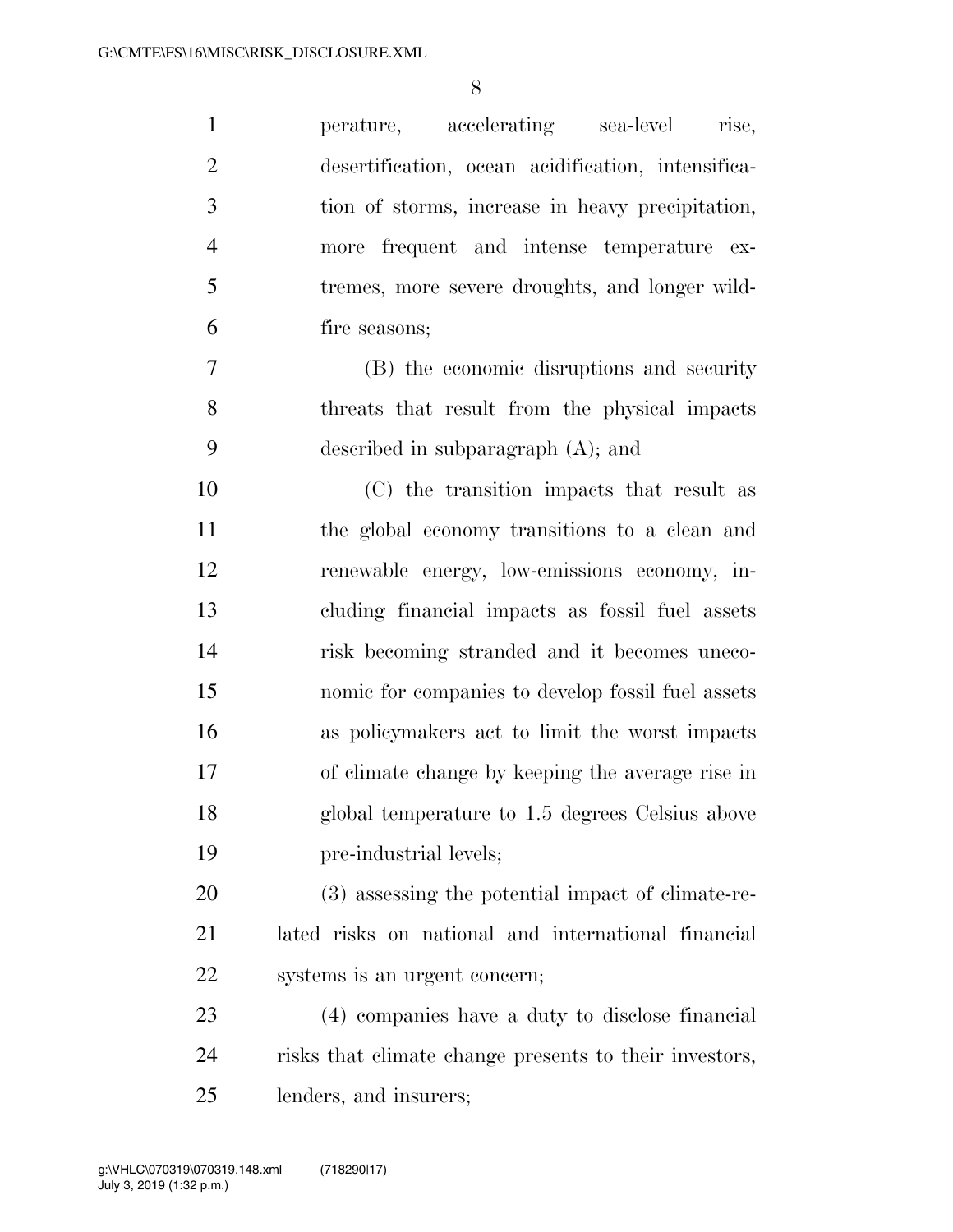perature, accelerating sea-level rise, desertification, ocean acidification, intensification of storms, increase in heavy precipitation, more frequent and intense temperature extremes, more severe droughts, and longer wildfire seasons;

(B) the economic disruptions and security threats that result from the physical impacts described in subparagraph (A); and

(C) the transition impacts that result as the global economy transitions to a clean and renewable energy, low-emissions economy, including financial impacts as fossil fuel assets risk becoming stranded and it becomes uneconomic for companies to develop fossil fuel assets as policymakers act to limit the worst impacts of climate change by keeping the average rise in global temperature to 1.5 degrees Celsius above pre-industrial levels;

(3) assessing the potential impact of climate-related risks on national and international financial systems is an urgent concern;

(4) companies have a duty to disclose financial risks that climate change presents to their investors, lenders, and insurers;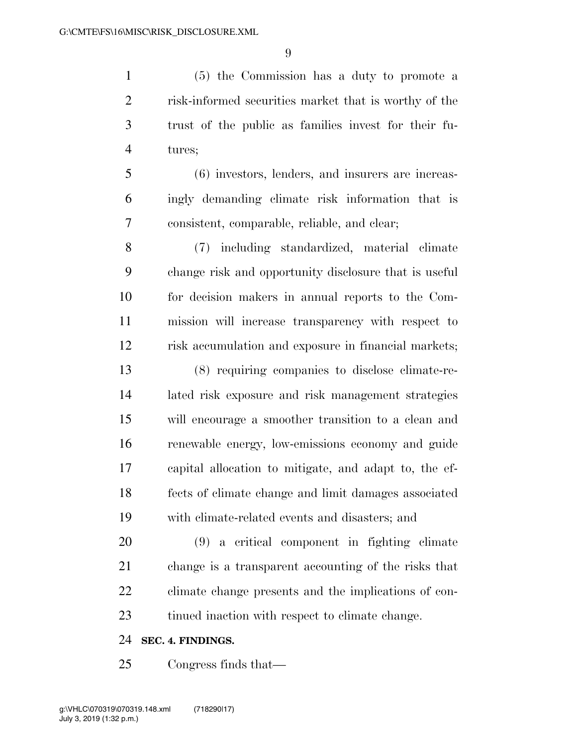(5) the Commission has a duty to promote a risk-informed securities market that is worthy of the trust of the public as families invest for their futures;

(6) investors, lenders, and insurers are increasingly demanding climate risk information that is consistent, comparable, reliable, and clear;

(7) including standardized, material climate change risk and opportunity disclosure that is useful for decision makers in annual reports to the Commission will increase transparency with respect to risk accumulation and exposure in financial markets;

(8) requiring companies to disclose climate-related risk exposure and risk management strategies will encourage a smoother transition to a clean and renewable energy, low-emissions economy and guide capital allocation to mitigate, and adapt to, the effects of climate change and limit damages associated with climate-related events and disasters; and

(9) a critical component in fighting climate change is a transparent accounting of the risks that climate change presents and the implications of continued inaction with respect to climate change.

**SEC. 4. FINDINGS.**

Congress finds that—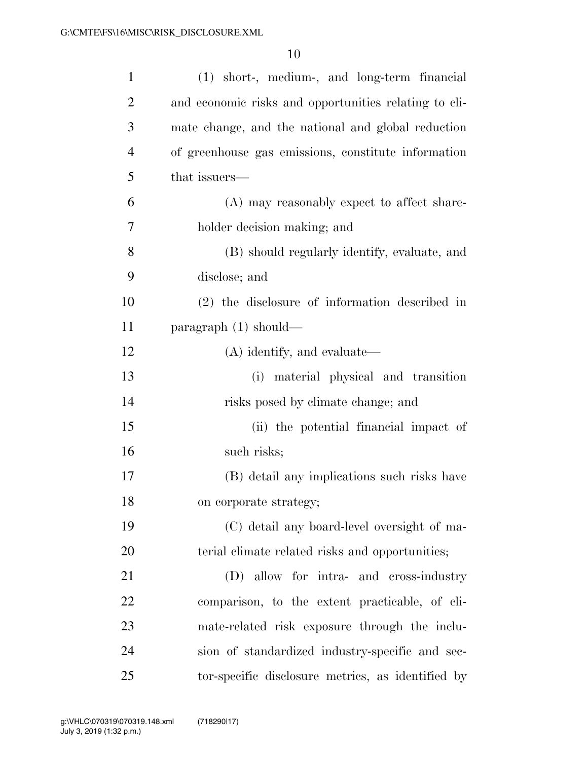(1) short-, medium-, and long-term financial and economic risks and opportunities relating to climate change, and the national and global reduction of greenhouse gas emissions, constitute information that issuers—

(A) may reasonably expect to affect shareholder decision making; and

(B) should regularly identify, evaluate, and disclose; and

(2) the disclosure of information described in paragraph (1) should—

(A) identify, and evaluate—

(i) material physical and transition risks posed by climate change; and

(ii) the potential financial impact of such risks;

(B) detail any implications such risks have on corporate strategy;

(C) detail any board-level oversight of material climate related risks and opportunities;

(D) allow for intra- and cross-industry comparison, to the extent practicable, of climate-related risk exposure through the inclusion of standardized industry-specific and sector-specific disclosure metrics, as identified by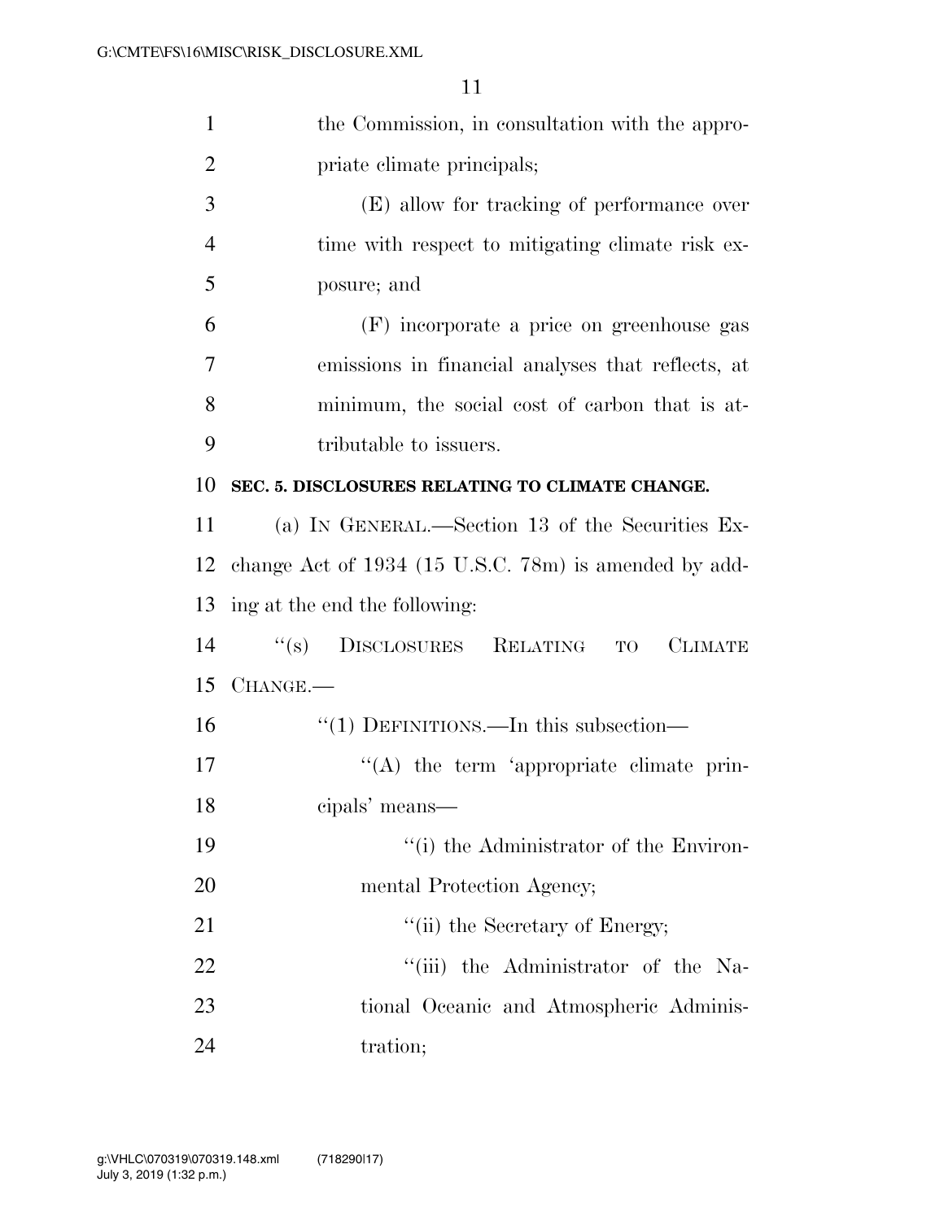the Commission, in consultation with the appropriate climate principals;

(E) allow for tracking of performance over time with respect to mitigating climate risk exposure; and

(F) incorporate a price on greenhouse gas emissions in financial analyses that reflects, at minimum, the social cost of carbon that is attributable to issuers.

**SEC. 5. DISCLOSURES RELATING TO CLIMATE CHANGE.**

(a) IN GENERAL.—Section 13 of the Securities Exchange Act of 1934 (15 U.S.C. 78m) is amended by adding at the end the following:

"(s) DISCLOSURES RELATING TO CLIMATE CHANGE.—

"(1) DEFINITIONS.—In this subsection—

"(A) the term 'appropriate climate principals' means—

"(i) the Administrator of the Environmental Protection Agency;

"(ii) the Secretary of Energy;

"(iii) the Administrator of the National Oceanic and Atmospheric Administration;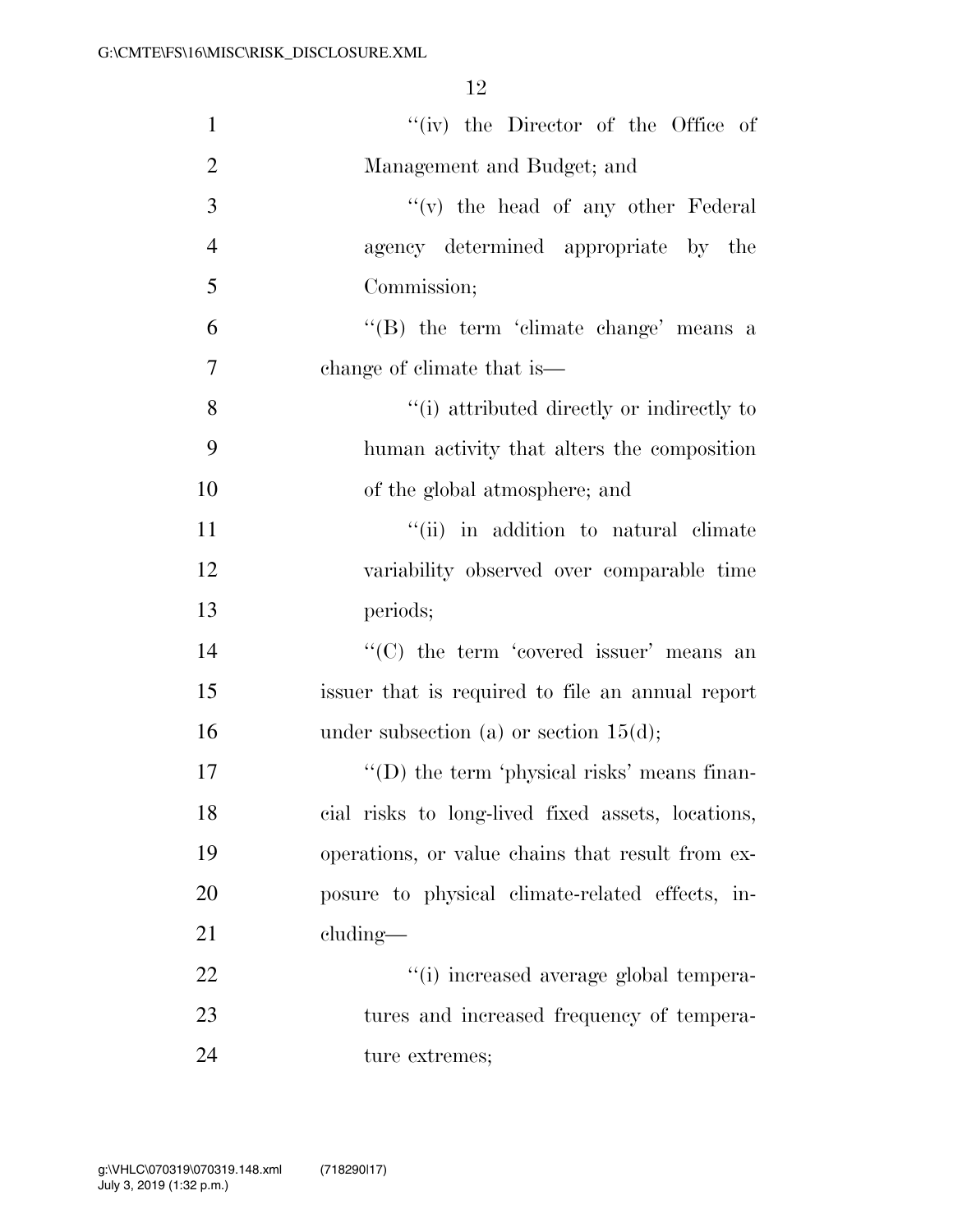"(iv) the Director of the Office of Management and Budget; and

"(v) the head of any other Federal agency determined appropriate by the Commission;

"(B) the term 'climate change' means a change of climate that is—

"(i) attributed directly or indirectly to human activity that alters the composition of the global atmosphere; and

"(ii) in addition to natural climate variability observed over comparable time periods;

"(C) the term 'covered issuer' means an issuer that is required to file an annual report under subsection (a) or section 15(d);

"(D) the term 'physical risks' means financial risks to long-lived fixed assets, locations, operations, or value chains that result from exposure to physical climate-related effects, including—

"(i) increased average global temperatures and increased frequency of temperature extremes;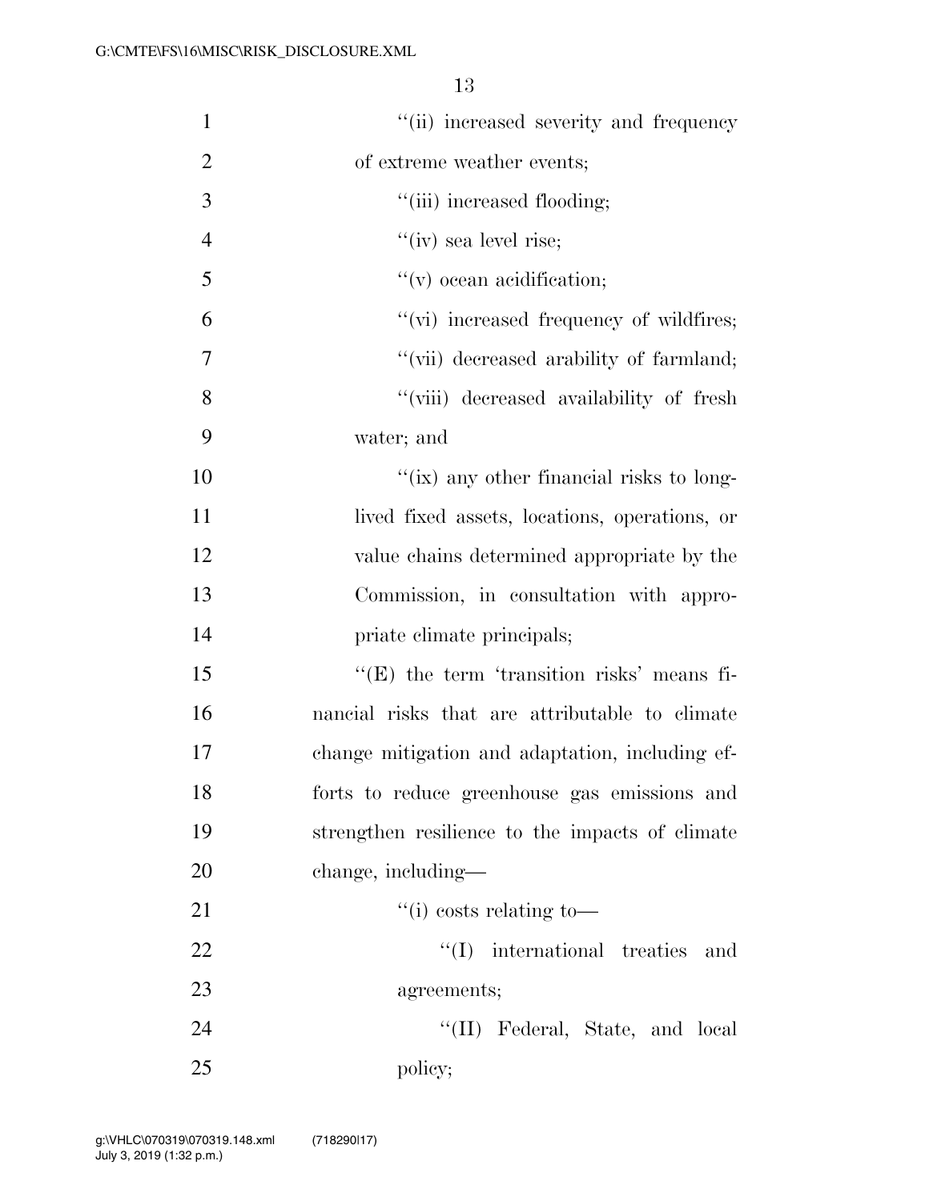''(ii) increased severity and frequency of extreme weather events;

''(iii) increased flooding;

''(iv) sea level rise;

''(v) ocean acidification;

''(vi) increased frequency of wildfires;

''(vii) decreased arability of farmland;

''(viii) decreased availability of fresh water; and

''(ix) any other financial risks to long-lived fixed assets, locations, operations, or value chains determined appropriate by the Commission, in consultation with appropriate climate principals;

''(E) the term 'transition risks' means financial risks that are attributable to climate change mitigation and adaptation, including efforts to reduce greenhouse gas emissions and strengthen resilience to the impacts of climate change, including—

''(i) costs relating to—

''(I) international treaties and agreements;

''(II) Federal, State, and local policy;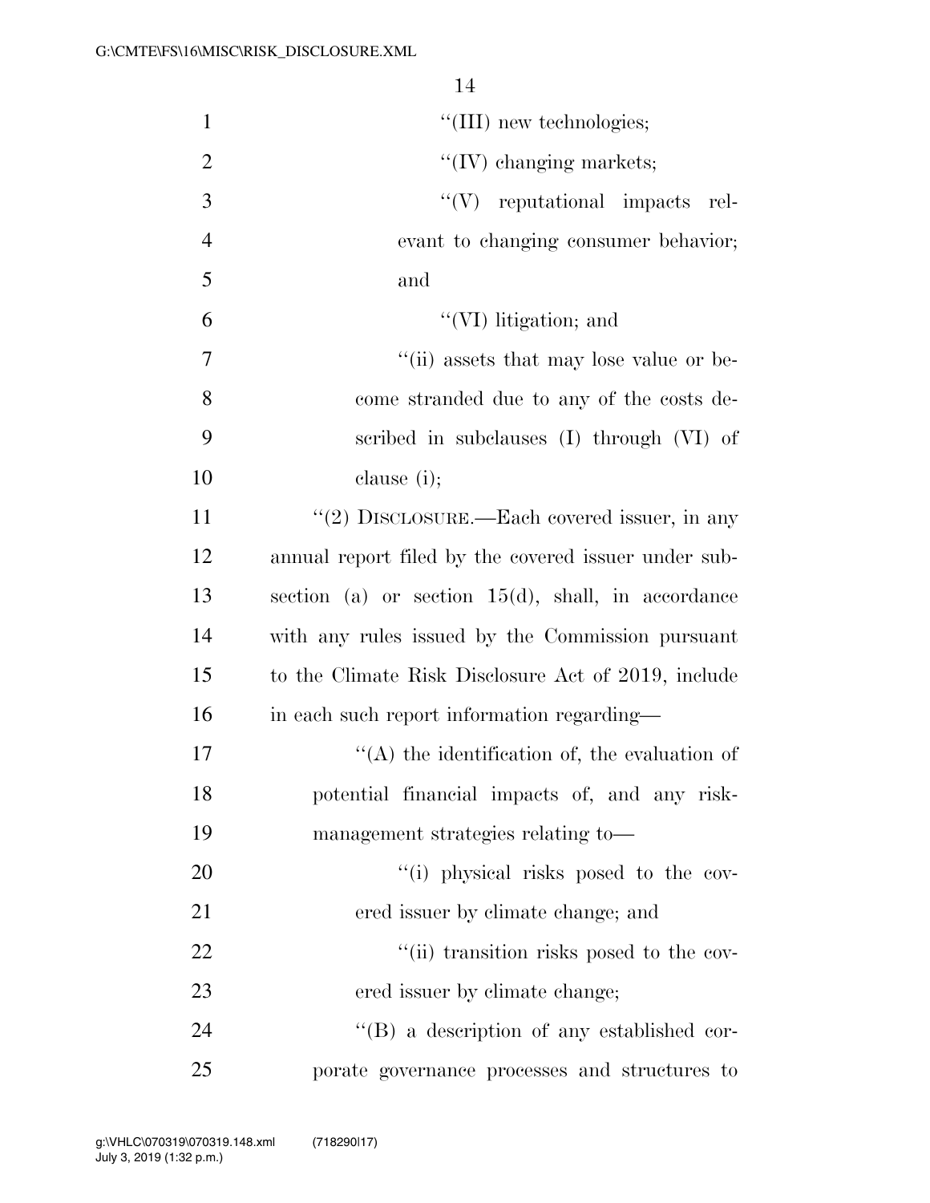"(III) new technologies;

"(IV) changing markets;

"(V) reputational impacts relevant to changing consumer behavior; and

"(VI) litigation; and

"(ii) assets that may lose value or become stranded due to any of the costs described in subclauses (I) through (VI) of clause (i);

"(2) DISCLOSURE.—Each covered issuer, in any annual report filed by the covered issuer under subsection (a) or section 15(d), shall, in accordance with any rules issued by the Commission pursuant to the Climate Risk Disclosure Act of 2019, include in each such report information regarding—

"(A) the identification of, the evaluation of potential financial impacts of, and any risk-management strategies relating to—

"(i) physical risks posed to the covered issuer by climate change; and

"(ii) transition risks posed to the covered issuer by climate change;

"(B) a description of any established corporate governance processes and structures to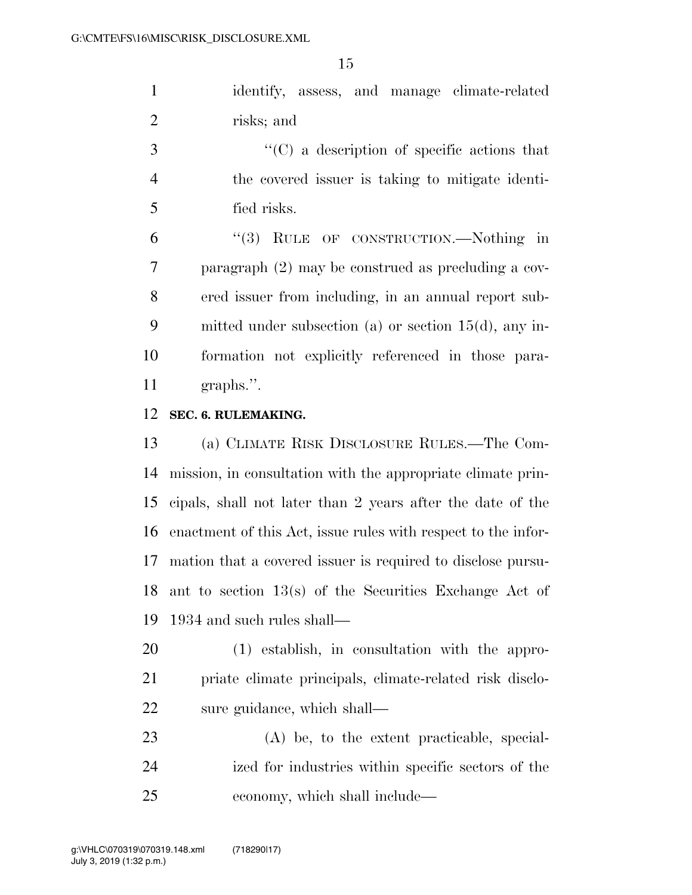identify, assess, and manage climate-related risks; and

"(C) a description of specific actions that the covered issuer is taking to mitigate identified risks.

"(3) RULE OF CONSTRUCTION.—Nothing in paragraph (2) may be construed as precluding a covered issuer from including, in an annual report submitted under subsection (a) or section 15(d), any information not explicitly referenced in those paragraphs.".

**SEC. 6. RULEMAKING.**

(a) CLIMATE RISK DISCLOSURE RULES.—The Commission, in consultation with the appropriate climate principals, shall not later than 2 years after the date of the enactment of this Act, issue rules with respect to the information that a covered issuer is required to disclose pursuant to section 13(s) of the Securities Exchange Act of 1934 and such rules shall—

(1) establish, in consultation with the appropriate climate principals, climate-related risk disclosure guidance, which shall—

(A) be, to the extent practicable, specialized for industries within specific sectors of the economy, which shall include—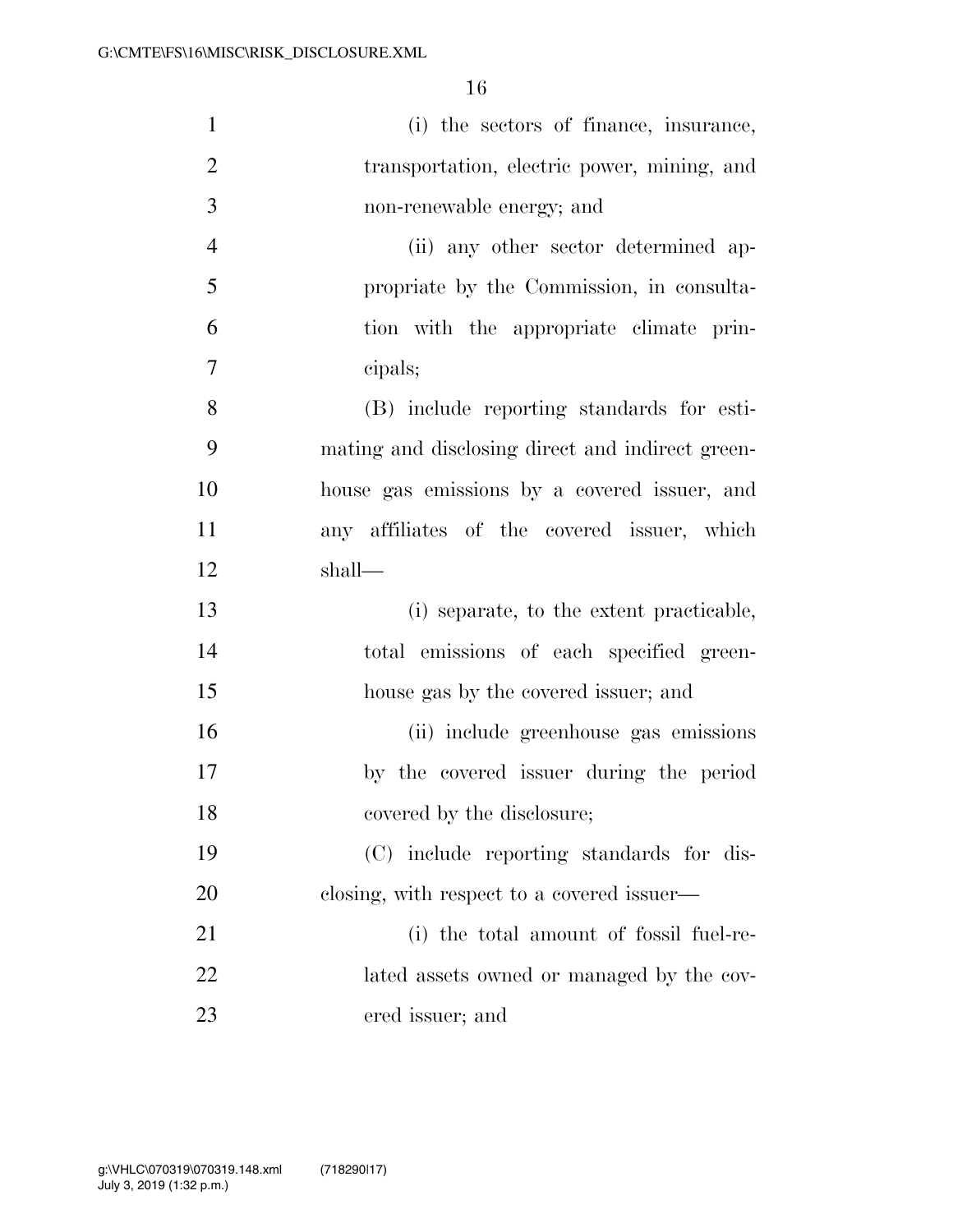(i) the sectors of finance, insurance, transportation, electric power, mining, and non-renewable energy; and

(ii) any other sector determined appropriate by the Commission, in consultation with the appropriate climate principals;

(B) include reporting standards for estimating and disclosing direct and indirect greenhouse gas emissions by a covered issuer, and any affiliates of the covered issuer, which shall—

(i) separate, to the extent practicable, total emissions of each specified greenhouse gas by the covered issuer; and

(ii) include greenhouse gas emissions by the covered issuer during the period covered by the disclosure;

(C) include reporting standards for disclosing, with respect to a covered issuer—

(i) the total amount of fossil fuel-related assets owned or managed by the covered issuer; and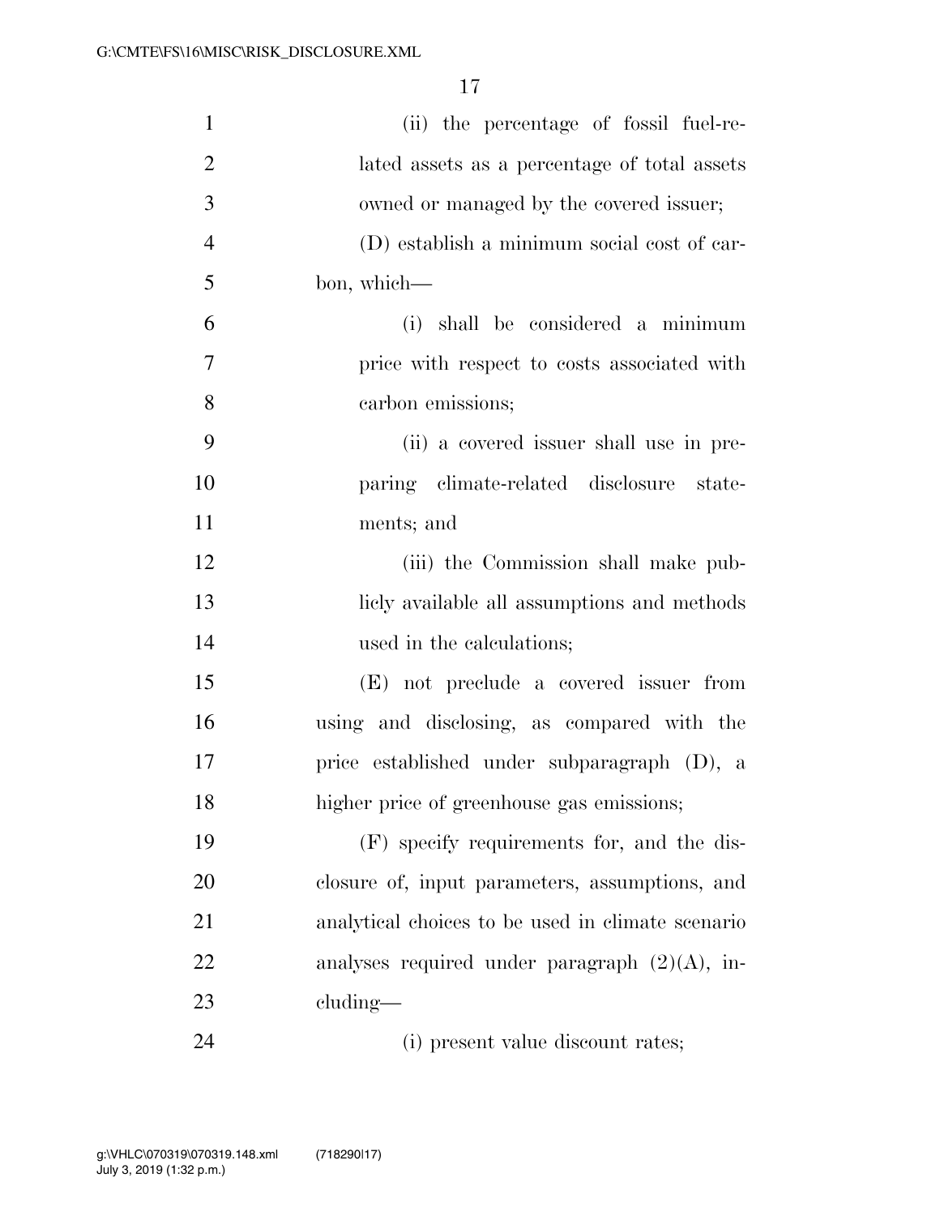(ii) the percentage of fossil fuel-related assets as a percentage of total assets owned or managed by the covered issuer;

(D) establish a minimum social cost of carbon, which—

(i) shall be considered a minimum price with respect to costs associated with carbon emissions;

(ii) a covered issuer shall use in preparing climate-related disclosure statements; and

(iii) the Commission shall make publicly available all assumptions and methods used in the calculations;

(E) not preclude a covered issuer from using and disclosing, as compared with the price established under subparagraph (D), a higher price of greenhouse gas emissions;

(F) specify requirements for, and the disclosure of, input parameters, assumptions, and analytical choices to be used in climate scenario analyses required under paragraph (2)(A), including—

(i) present value discount rates;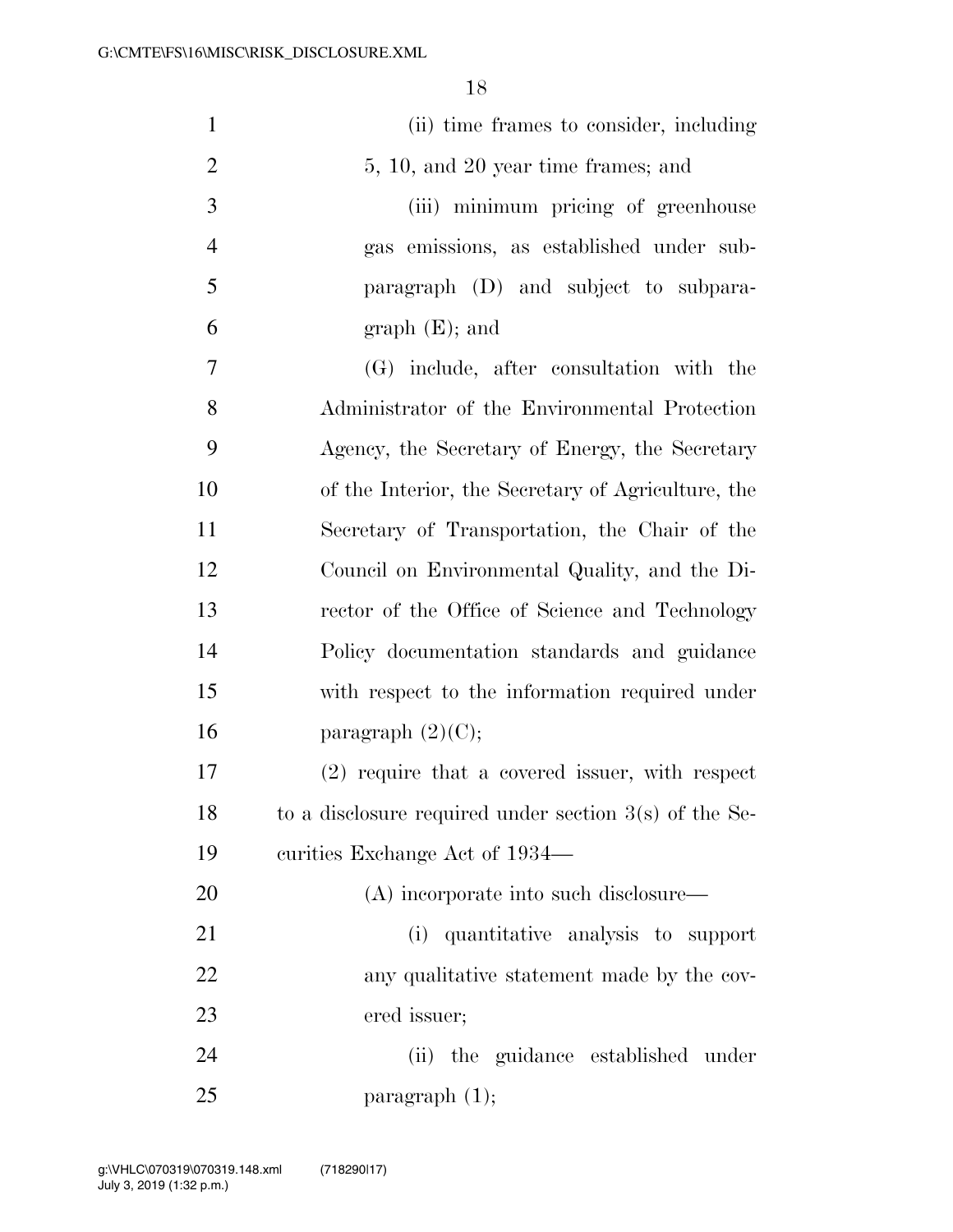(ii) time frames to consider, including 5, 10, and 20 year time frames; and

(iii) minimum pricing of greenhouse gas emissions, as established under subparagraph (D) and subject to subparagraph (E); and

(G) include, after consultation with the Administrator of the Environmental Protection Agency, the Secretary of Energy, the Secretary of the Interior, the Secretary of Agriculture, the Secretary of Transportation, the Chair of the Council on Environmental Quality, and the Director of the Office of Science and Technology Policy documentation standards and guidance with respect to the information required under paragraph (2)(C);

(2) require that a covered issuer, with respect to a disclosure required under section 3(s) of the Securities Exchange Act of 1934—

(A) incorporate into such disclosure—

(i) quantitative analysis to support any qualitative statement made by the covered issuer;

(ii) the guidance established under paragraph (1);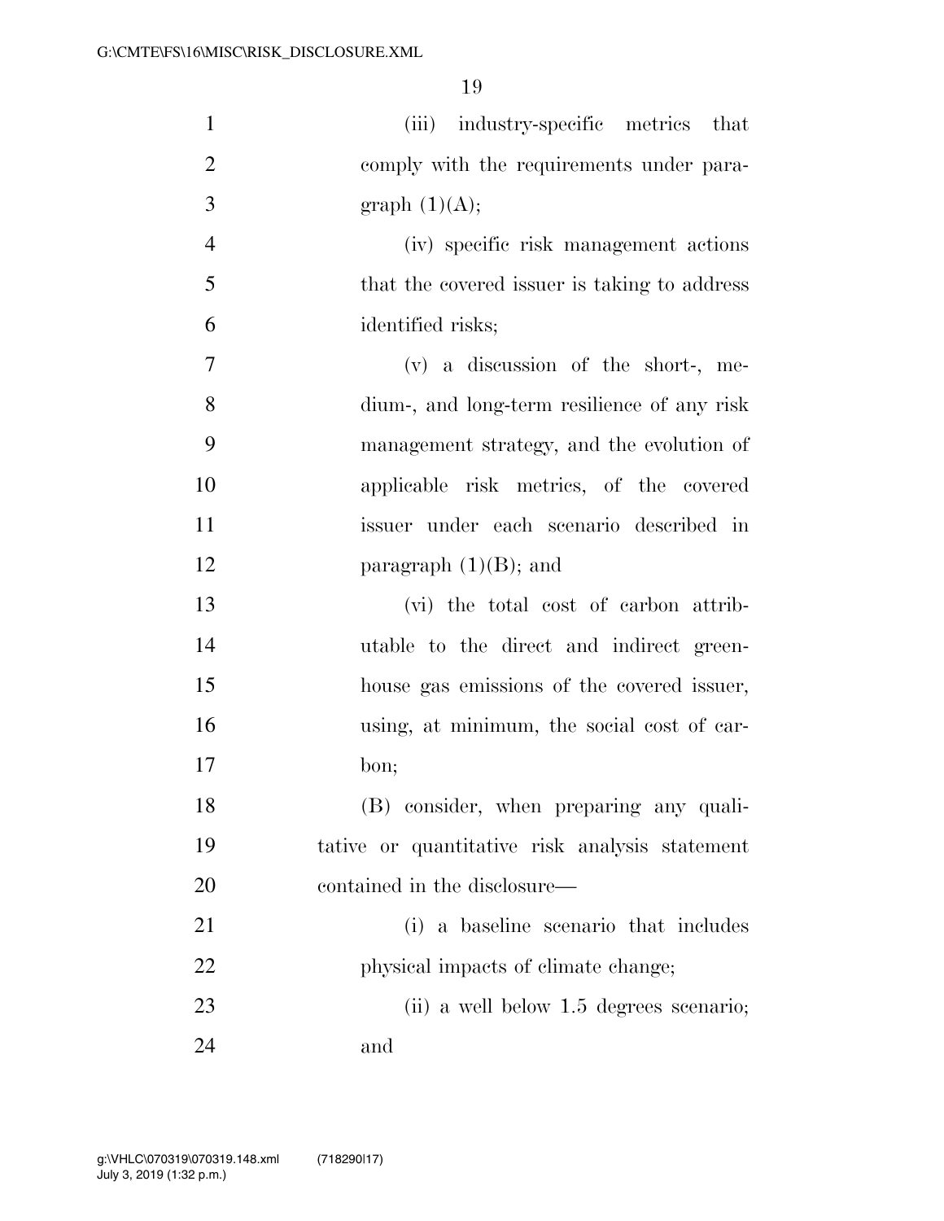(iii) industry-specific metrics that comply with the requirements under paragraph (1)(A);

(iv) specific risk management actions that the covered issuer is taking to address identified risks;

(v) a discussion of the short-, medium-, and long-term resilience of any risk management strategy, and the evolution of applicable risk metrics, of the covered issuer under each scenario described in paragraph (1)(B); and

(vi) the total cost of carbon attributable to the direct and indirect greenhouse gas emissions of the covered issuer, using, at minimum, the social cost of carbon;

(B) consider, when preparing any qualitative or quantitative risk analysis statement contained in the disclosure—

(i) a baseline scenario that includes physical impacts of climate change;

(ii) a well below 1.5 degrees scenario; and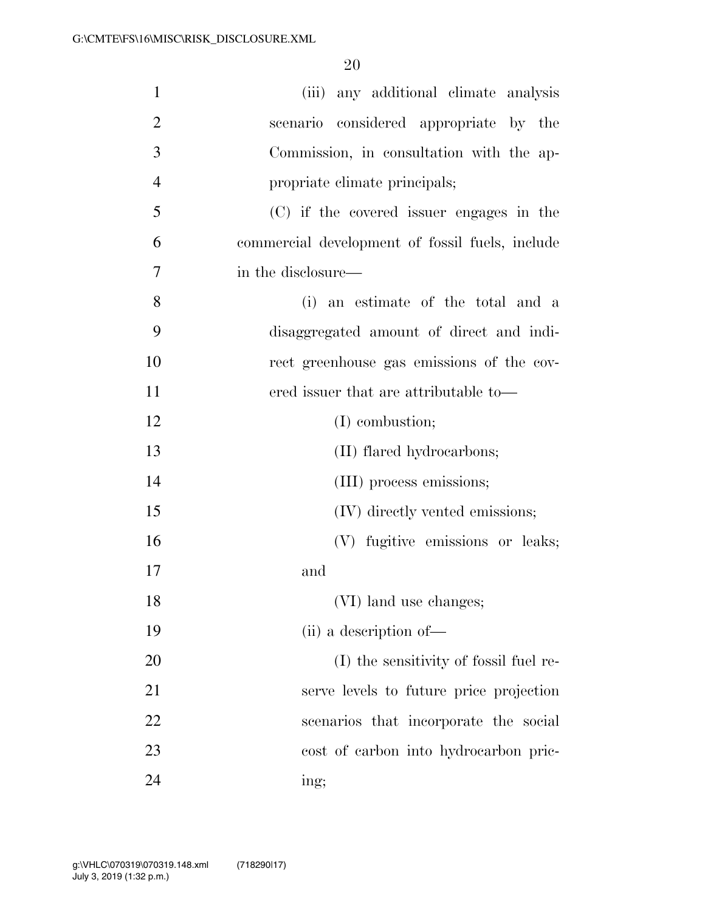(iii) any additional climate analysis scenario considered appropriate by the Commission, in consultation with the appropriate climate principals;

(C) if the covered issuer engages in the commercial development of fossil fuels, include in the disclosure—

(i) an estimate of the total and a disaggregated amount of direct and indirect greenhouse gas emissions of the covered issuer that are attributable to—

(I) combustion;

(II) flared hydrocarbons;

(III) process emissions;

(IV) directly vented emissions;

(V) fugitive emissions or leaks; and

(VI) land use changes;

(ii) a description of—

(I) the sensitivity of fossil fuel reserve levels to future price projection scenarios that incorporate the social cost of carbon into hydrocarbon pricing;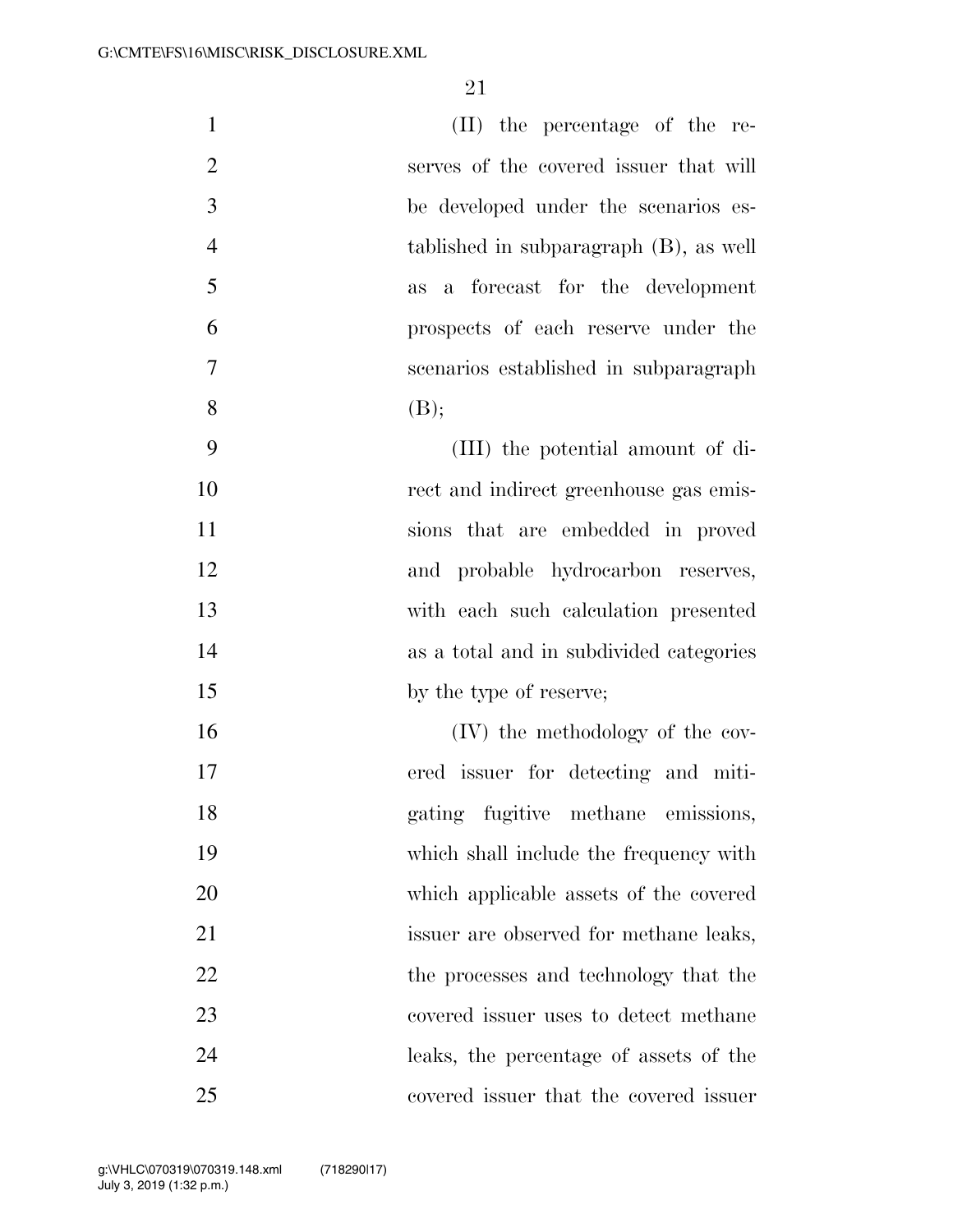(II) the percentage of the reserves of the covered issuer that will be developed under the scenarios established in subparagraph (B), as well as a forecast for the development prospects of each reserve under the scenarios established in subparagraph (B);

(III) the potential amount of direct and indirect greenhouse gas emissions that are embedded in proved and probable hydrocarbon reserves, with each such calculation presented as a total and in subdivided categories by the type of reserve;

(IV) the methodology of the covered issuer for detecting and mitigating fugitive methane emissions, which shall include the frequency with which applicable assets of the covered issuer are observed for methane leaks, the processes and technology that the covered issuer uses to detect methane leaks, the percentage of assets of the covered issuer that the covered issuer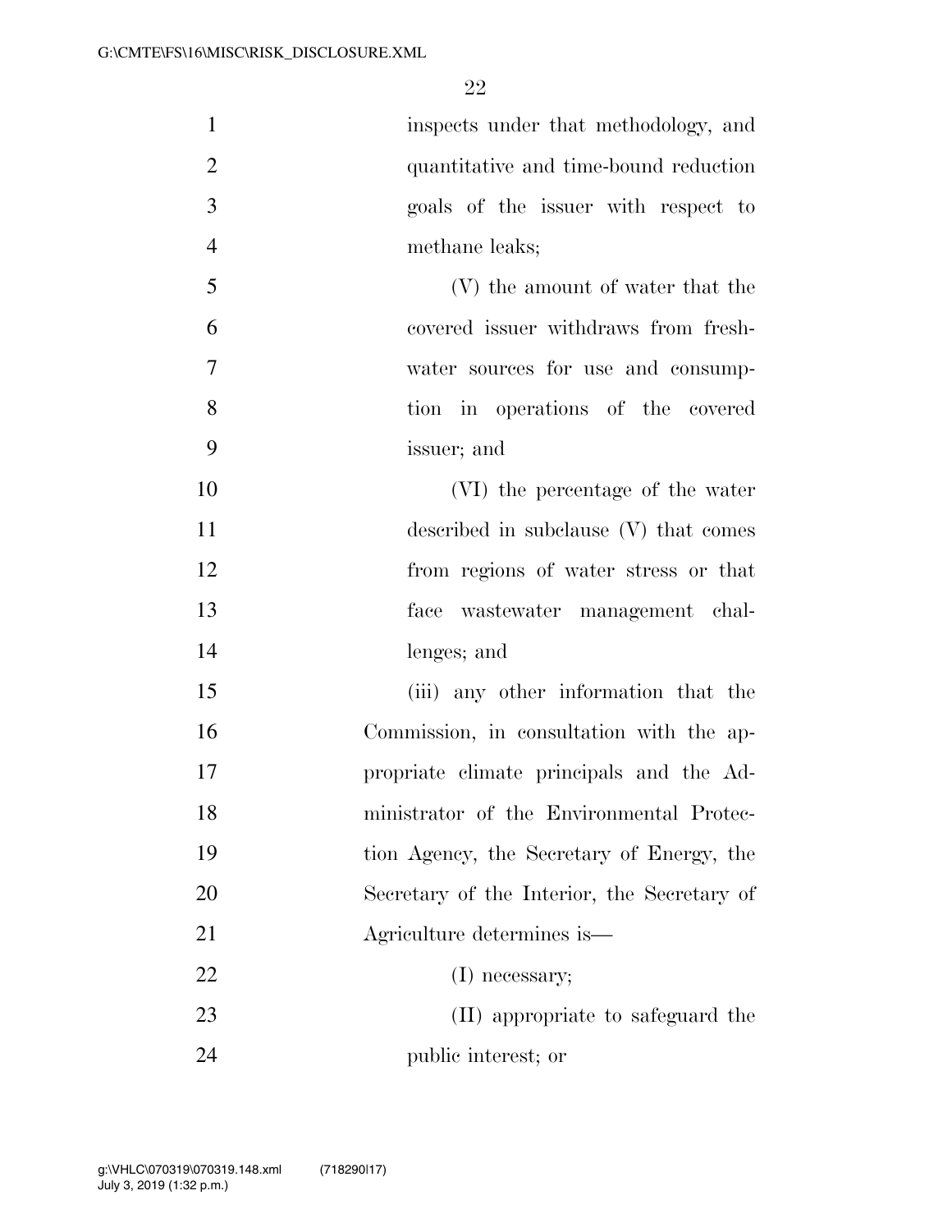inspects under that methodology, and quantitative and time-bound reduction goals of the issuer with respect to methane leaks;

(V) the amount of water that the covered issuer withdraws from freshwater sources for use and consumption in operations of the covered issuer; and

(VI) the percentage of the water described in subclause (V) that comes from regions of water stress or that face wastewater management challenges; and

(iii) any other information that the Commission, in consultation with the appropriate climate principals and the Administrator of the Environmental Protection Agency, the Secretary of Energy, the Secretary of the Interior, the Secretary of Agriculture determines is—

(I) necessary;

(II) appropriate to safeguard the public interest; or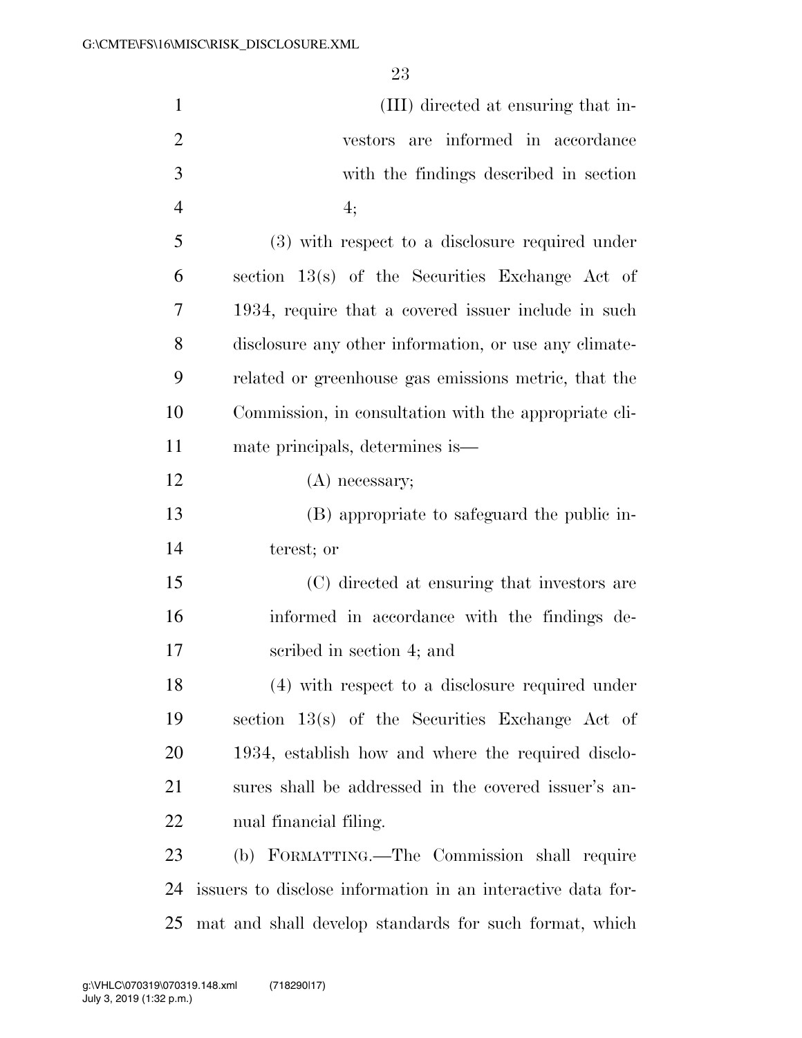(III) directed at ensuring that investors are informed in accordance with the findings described in section 4;

(3) with respect to a disclosure required under section 13(s) of the Securities Exchange Act of 1934, require that a covered issuer include in such disclosure any other information, or use any climate-related or greenhouse gas emissions metric, that the Commission, in consultation with the appropriate climate principals, determines is—

(A) necessary;

(B) appropriate to safeguard the public interest; or

(C) directed at ensuring that investors are informed in accordance with the findings described in section 4; and

(4) with respect to a disclosure required under section 13(s) of the Securities Exchange Act of 1934, establish how and where the required disclosures shall be addressed in the covered issuer's annual financial filing.

(b) FORMATTING.—The Commission shall require issuers to disclose information in an interactive data format and shall develop standards for such format, which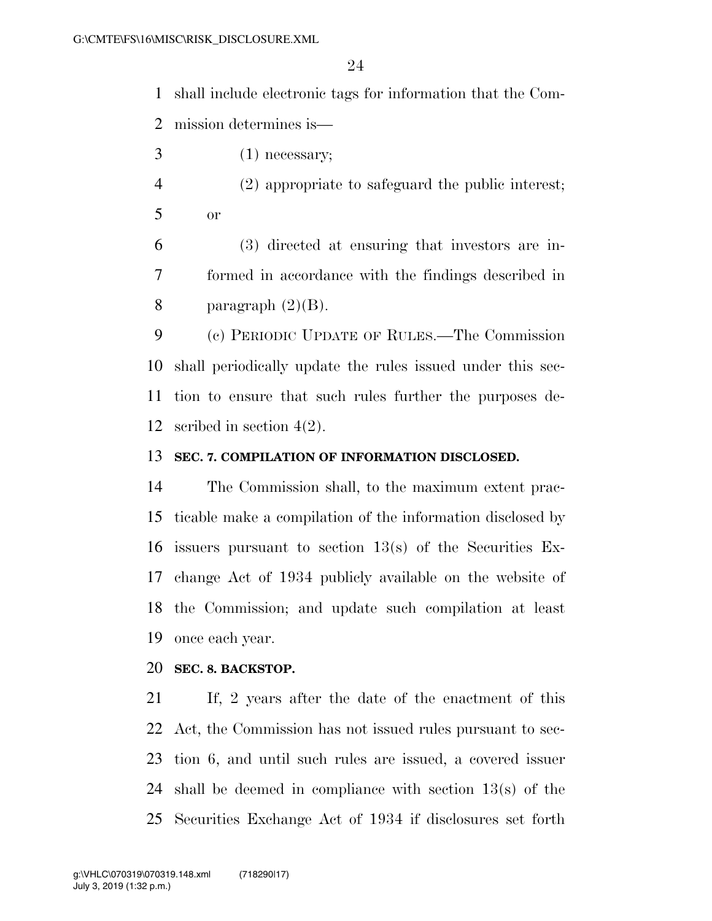shall include electronic tags for information that the Commission determines is—

(1) necessary;

(2) appropriate to safeguard the public interest; or

(3) directed at ensuring that investors are informed in accordance with the findings described in paragraph (2)(B).

(c) PERIODIC UPDATE OF RULES.—The Commission shall periodically update the rules issued under this section to ensure that such rules further the purposes described in section 4(2).

**SEC. 7. COMPILATION OF INFORMATION DISCLOSED.**

The Commission shall, to the maximum extent practicable make a compilation of the information disclosed by issuers pursuant to section 13(s) of the Securities Exchange Act of 1934 publicly available on the website of the Commission; and update such compilation at least once each year.

**SEC. 8. BACKSTOP.**

If, 2 years after the date of the enactment of this Act, the Commission has not issued rules pursuant to section 6, and until such rules are issued, a covered issuer shall be deemed in compliance with section 13(s) of the Securities Exchange Act of 1934 if disclosures set forth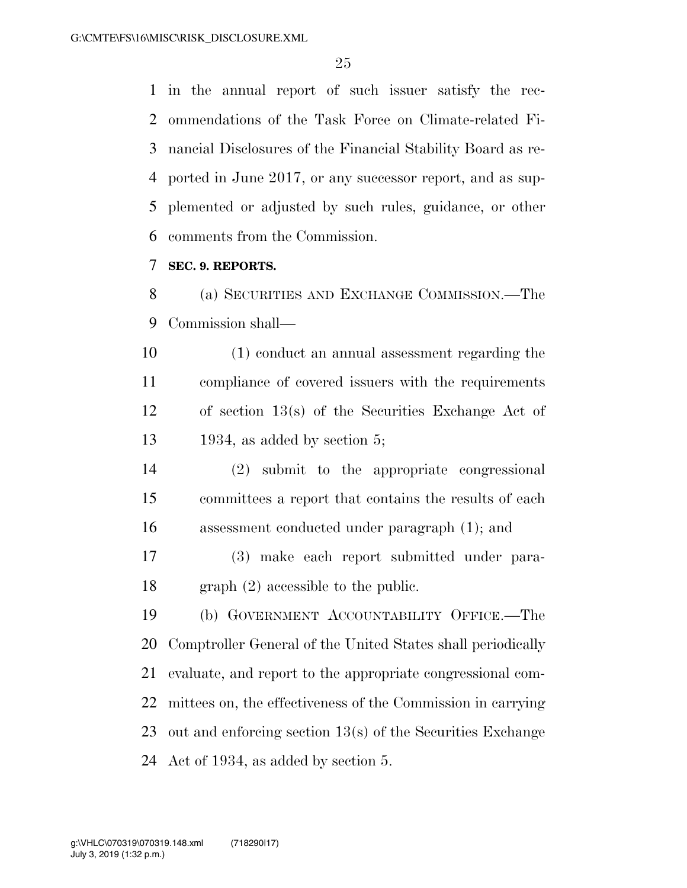in the annual report of such issuer satisfy the recommendations of the Task Force on Climate-related Financial Disclosures of the Financial Stability Board as reported in June 2017, or any successor report, and as supplemented or adjusted by such rules, guidance, or other comments from the Commission.

**SEC. 9. REPORTS.**

(a) SECURITIES AND EXCHANGE COMMISSION.—The Commission shall—

(1) conduct an annual assessment regarding the compliance of covered issuers with the requirements of section 13(s) of the Securities Exchange Act of 1934, as added by section 5;

(2) submit to the appropriate congressional committees a report that contains the results of each assessment conducted under paragraph (1); and

(3) make each report submitted under paragraph (2) accessible to the public.

(b) GOVERNMENT ACCOUNTABILITY OFFICE.—The Comptroller General of the United States shall periodically evaluate, and report to the appropriate congressional committees on, the effectiveness of the Commission in carrying out and enforcing section 13(s) of the Securities Exchange Act of 1934, as added by section 5.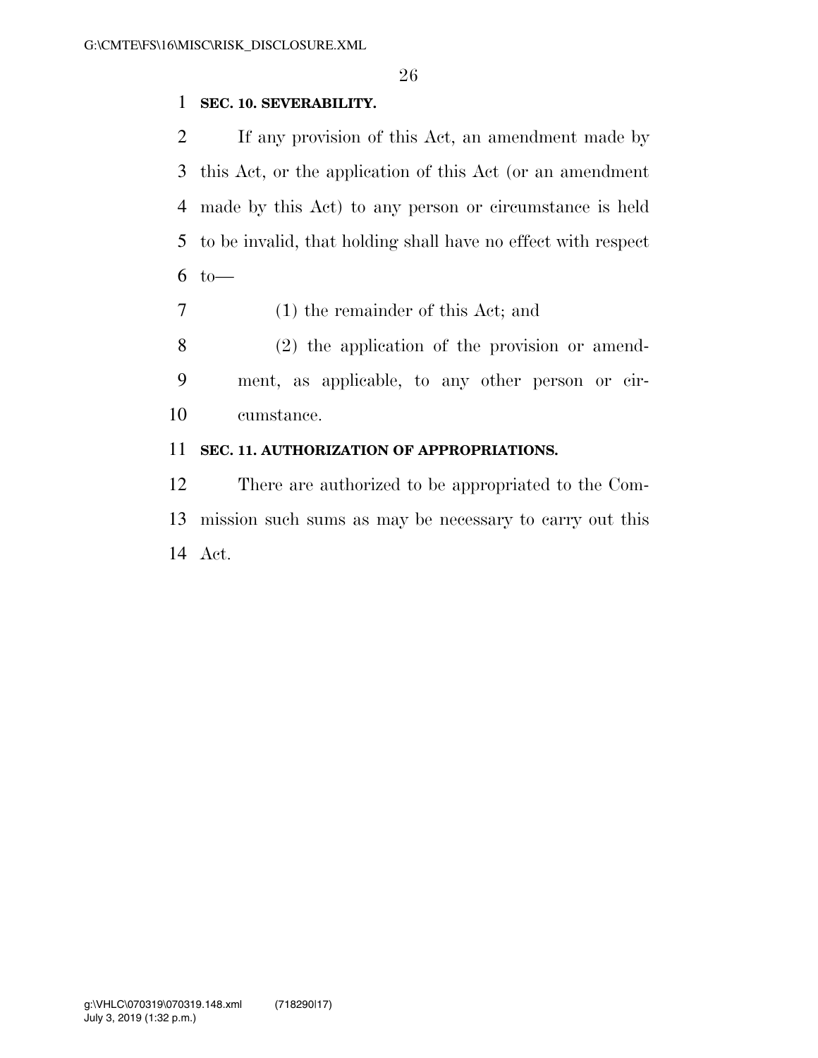**SEC. 10. SEVERABILITY.**

If any provision of this Act, an amendment made by this Act, or the application of this Act (or an amendment made by this Act) to any person or circumstance is held to be invalid, that holding shall have no effect with respect to—

(1) the remainder of this Act; and

(2) the application of the provision or amendment, as applicable, to any other person or circumstance.

**SEC. 11. AUTHORIZATION OF APPROPRIATIONS.**

There are authorized to be appropriated to the Commission such sums as may be necessary to carry out this Act.